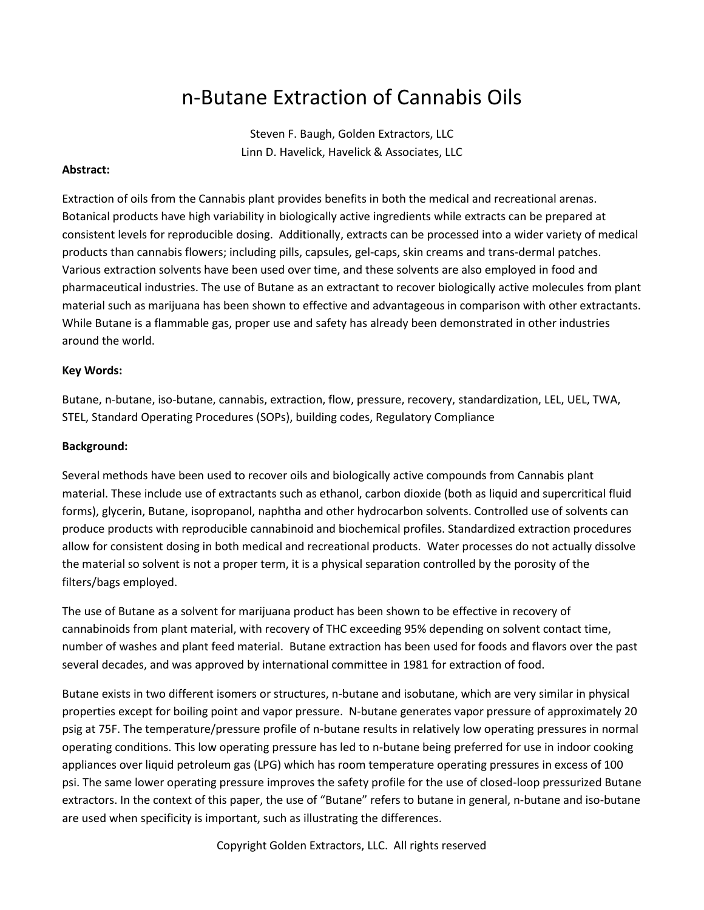# n-Butane Extraction of Cannabis Oils

Steven F. Baugh, Golden Extractors, LLC
Linn D. Havelick, Havelick & Associates, LLC

**Abstract:**

Extraction of oils from the Cannabis plant provides benefits in both the medical and recreational arenas. Botanical products have high variability in biologically active ingredients while extracts can be prepared at consistent levels for reproducible dosing. Additionally, extracts can be processed into a wider variety of medical products than cannabis flowers; including pills, capsules, gel-caps, skin creams and trans-dermal patches. Various extraction solvents have been used over time, and these solvents are also employed in food and pharmaceutical industries. The use of Butane as an extractant to recover biologically active molecules from plant material such as marijuana has been shown to effective and advantageous in comparison with other extractants. While Butane is a flammable gas, proper use and safety has already been demonstrated in other industries around the world.

**Key Words:**

Butane, n-butane, iso-butane, cannabis, extraction, flow, pressure, recovery, standardization, LEL, UEL, TWA, STEL, Standard Operating Procedures (SOPs), building codes, Regulatory Compliance

**Background:**

Several methods have been used to recover oils and biologically active compounds from Cannabis plant material. These include use of extractants such as ethanol, carbon dioxide (both as liquid and supercritical fluid forms), glycerin, Butane, isopropanol, naphtha and other hydrocarbon solvents. Controlled use of solvents can produce products with reproducible cannabinoid and biochemical profiles. Standardized extraction procedures allow for consistent dosing in both medical and recreational products. Water processes do not actually dissolve the material so solvent is not a proper term, it is a physical separation controlled by the porosity of the filters/bags employed.

The use of Butane as a solvent for marijuana product has been shown to be effective in recovery of cannabinoids from plant material, with recovery of THC exceeding 95% depending on solvent contact time, number of washes and plant feed material. Butane extraction has been used for foods and flavors over the past several decades, and was approved by international committee in 1981 for extraction of food.

Butane exists in two different isomers or structures, n-butane and isobutane, which are very similar in physical properties except for boiling point and vapor pressure. N-butane generates vapor pressure of approximately 20 psig at 75F. The temperature/pressure profile of n-butane results in relatively low operating pressures in normal operating conditions. This low operating pressure has led to n-butane being preferred for use in indoor cooking appliances over liquid petroleum gas (LPG) which has room temperature operating pressures in excess of 100 psi. The same lower operating pressure improves the safety profile for the use of closed-loop pressurized Butane extractors. In the context of this paper, the use of "Butane" refers to butane in general, n-butane and iso-butane are used when specificity is important, such as illustrating the differences.

Copyright Golden Extractors, LLC. All rights reserved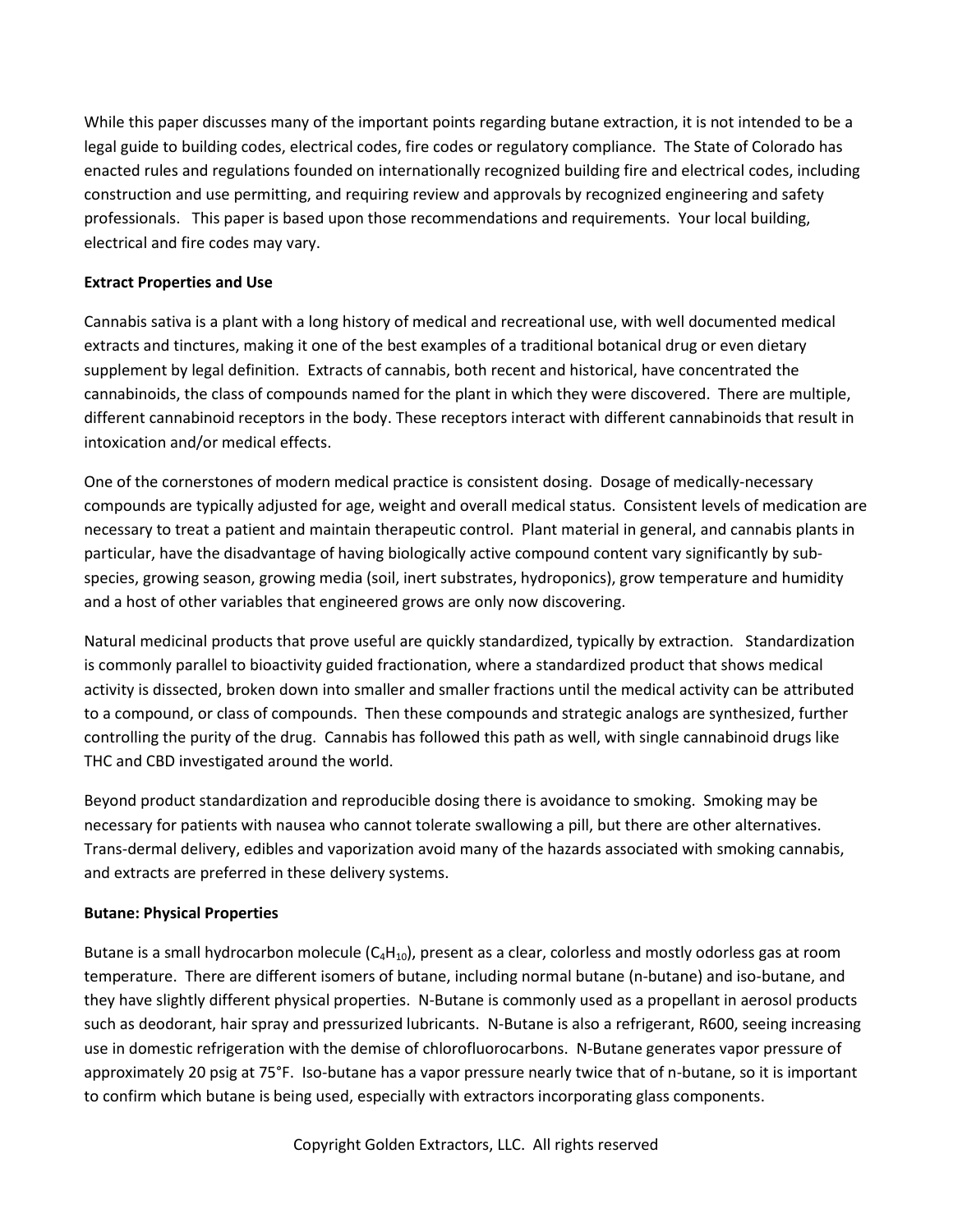While this paper discusses many of the important points regarding butane extraction, it is not intended to be a legal guide to building codes, electrical codes, fire codes or regulatory compliance. The State of Colorado has enacted rules and regulations founded on internationally recognized building fire and electrical codes, including construction and use permitting, and requiring review and approvals by recognized engineering and safety professionals. This paper is based upon those recommendations and requirements. Your local building, electrical and fire codes may vary.

**Extract Properties and Use**

Cannabis sativa is a plant with a long history of medical and recreational use, with well documented medical extracts and tinctures, making it one of the best examples of a traditional botanical drug or even dietary supplement by legal definition. Extracts of cannabis, both recent and historical, have concentrated the cannabinoids, the class of compounds named for the plant in which they were discovered. There are multiple, different cannabinoid receptors in the body. These receptors interact with different cannabinoids that result in intoxication and/or medical effects.

One of the cornerstones of modern medical practice is consistent dosing. Dosage of medically-necessary compounds are typically adjusted for age, weight and overall medical status. Consistent levels of medication are necessary to treat a patient and maintain therapeutic control. Plant material in general, and cannabis plants in particular, have the disadvantage of having biologically active compound content vary significantly by sub-species, growing season, growing media (soil, inert substrates, hydroponics), grow temperature and humidity and a host of other variables that engineered grows are only now discovering.

Natural medicinal products that prove useful are quickly standardized, typically by extraction. Standardization is commonly parallel to bioactivity guided fractionation, where a standardized product that shows medical activity is dissected, broken down into smaller and smaller fractions until the medical activity can be attributed to a compound, or class of compounds. Then these compounds and strategic analogs are synthesized, further controlling the purity of the drug. Cannabis has followed this path as well, with single cannabinoid drugs like THC and CBD investigated around the world.

Beyond product standardization and reproducible dosing there is avoidance to smoking. Smoking may be necessary for patients with nausea who cannot tolerate swallowing a pill, but there are other alternatives. Trans-dermal delivery, edibles and vaporization avoid many of the hazards associated with smoking cannabis, and extracts are preferred in these delivery systems.

**Butane: Physical Properties**

Butane is a small hydrocarbon molecule ($C_4H_{10}$), present as a clear, colorless and mostly odorless gas at room temperature. There are different isomers of butane, including normal butane (n-butane) and iso-butane, and they have slightly different physical properties. N-Butane is commonly used as a propellant in aerosol products such as deodorant, hair spray and pressurized lubricants. N-Butane is also a refrigerant, R600, seeing increasing use in domestic refrigeration with the demise of chlorofluorocarbons. N-Butane generates vapor pressure of approximately 20 psig at 75°F. Iso-butane has a vapor pressure nearly twice that of n-butane, so it is important to confirm which butane is being used, especially with extractors incorporating glass components.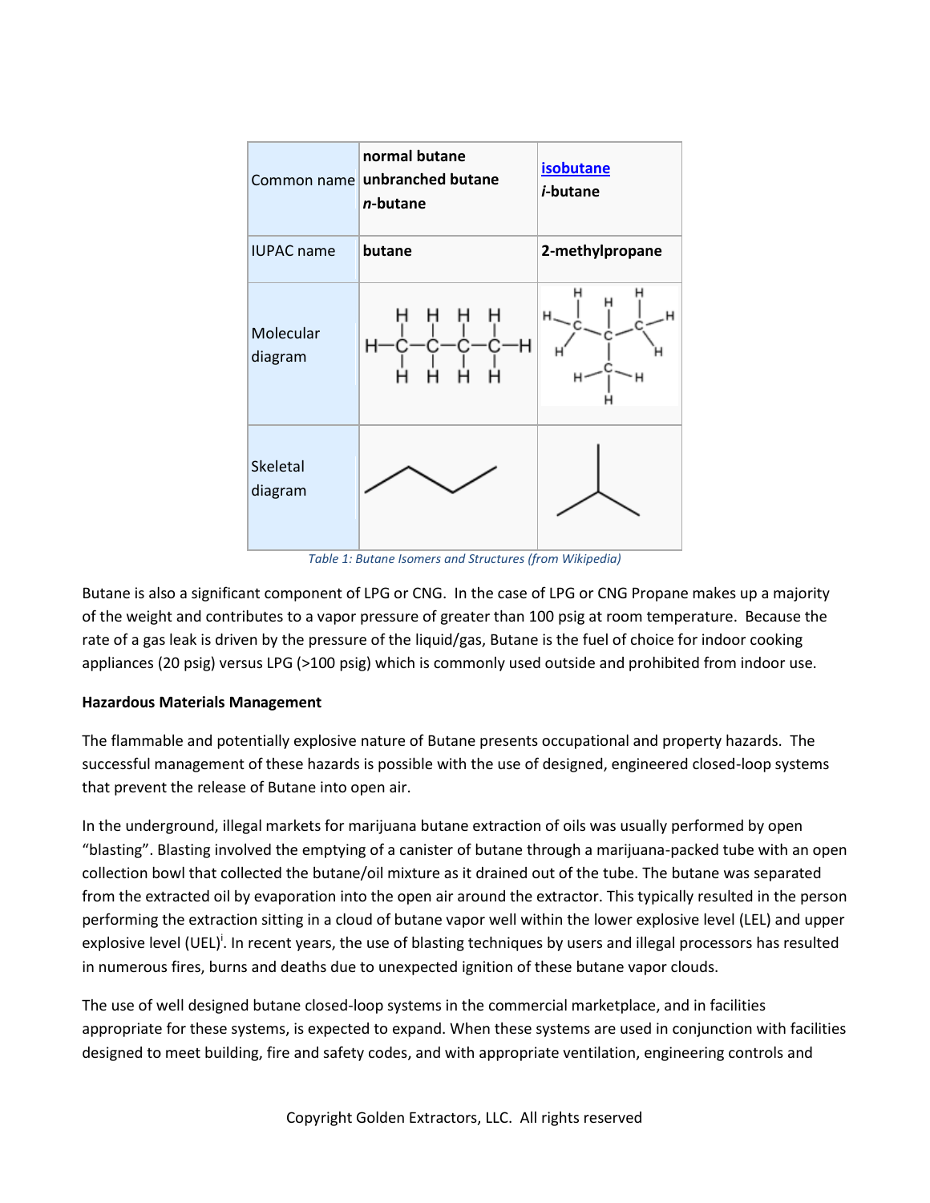| Common name | **normal butane**<br>**unbranched butane**<br>***n*-butane** | **isobutane**<br>***i*-butane** |
|---|---|---|
| IUPAC name | **butane** | **2-methylpropane** |
| Molecular diagram | | |
| Skeletal diagram | | |

*Table 1: Butane Isomers and Structures (from Wikipedia)*

Butane is also a significant component of LPG or CNG. In the case of LPG or CNG Propane makes up a majority of the weight and contributes to a vapor pressure of greater than 100 psig at room temperature. Because the rate of a gas leak is driven by the pressure of the liquid/gas, Butane is the fuel of choice for indoor cooking appliances (20 psig) versus LPG (>100 psig) which is commonly used outside and prohibited from indoor use.

**Hazardous Materials Management**

The flammable and potentially explosive nature of Butane presents occupational and property hazards. The successful management of these hazards is possible with the use of designed, engineered closed-loop systems that prevent the release of Butane into open air.

In the underground, illegal markets for marijuana butane extraction of oils was usually performed by open "blasting". Blasting involved the emptying of a canister of butane through a marijuana-packed tube with an open collection bowl that collected the butane/oil mixture as it drained out of the tube. The butane was separated from the extracted oil by evaporation into the open air around the extractor. This typically resulted in the person performing the extraction sitting in a cloud of butane vapor well within the lower explosive level (LEL) and upper explosive level (UEL)[i]. In recent years, the use of blasting techniques by users and illegal processors has resulted in numerous fires, burns and deaths due to unexpected ignition of these butane vapor clouds.

The use of well designed butane closed-loop systems in the commercial marketplace, and in facilities appropriate for these systems, is expected to expand. When these systems are used in conjunction with facilities designed to meet building, fire and safety codes, and with appropriate ventilation, engineering controls and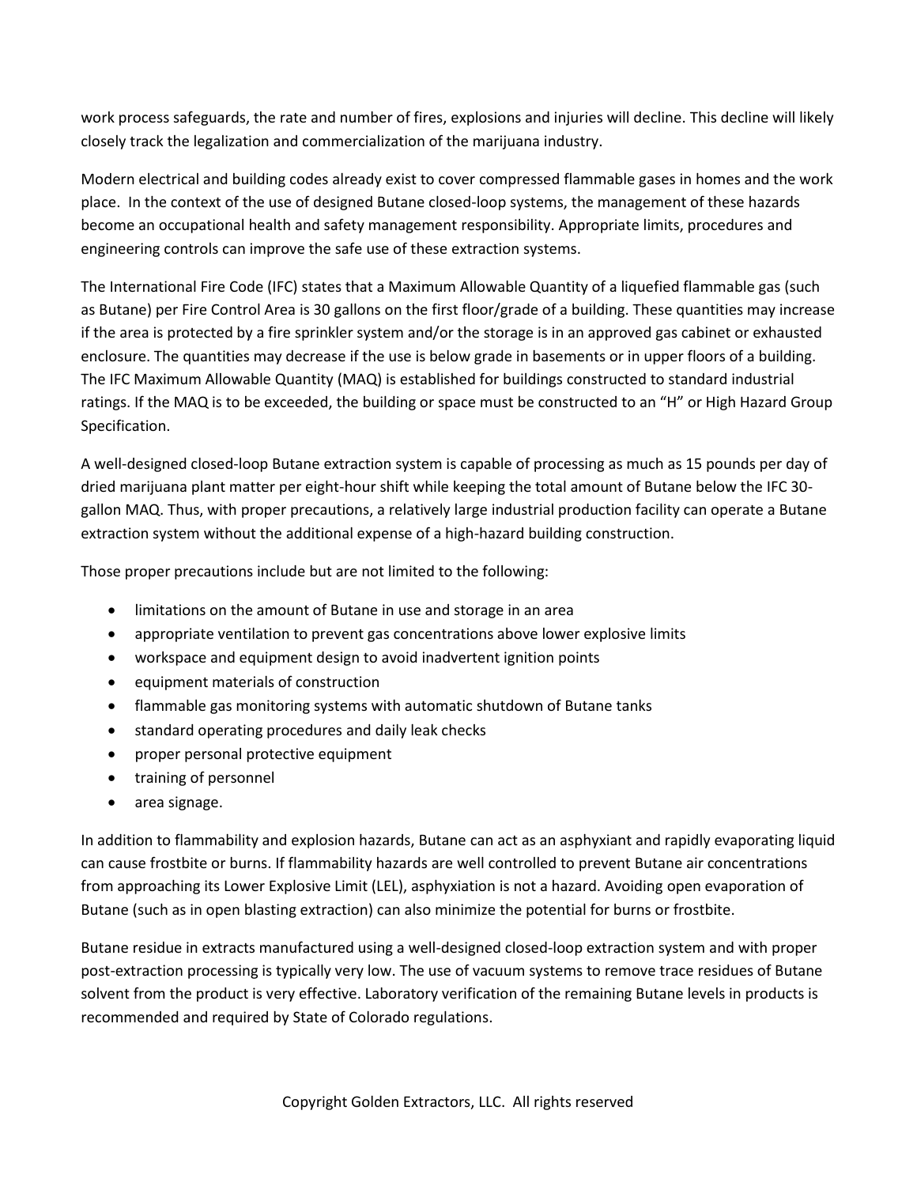work process safeguards, the rate and number of fires, explosions and injuries will decline. This decline will likely closely track the legalization and commercialization of the marijuana industry.

Modern electrical and building codes already exist to cover compressed flammable gases in homes and the work place. In the context of the use of designed Butane closed-loop systems, the management of these hazards become an occupational health and safety management responsibility. Appropriate limits, procedures and engineering controls can improve the safe use of these extraction systems.

The International Fire Code (IFC) states that a Maximum Allowable Quantity of a liquefied flammable gas (such as Butane) per Fire Control Area is 30 gallons on the first floor/grade of a building. These quantities may increase if the area is protected by a fire sprinkler system and/or the storage is in an approved gas cabinet or exhausted enclosure. The quantities may decrease if the use is below grade in basements or in upper floors of a building. The IFC Maximum Allowable Quantity (MAQ) is established for buildings constructed to standard industrial ratings. If the MAQ is to be exceeded, the building or space must be constructed to an "H" or High Hazard Group Specification.

A well-designed closed-loop Butane extraction system is capable of processing as much as 15 pounds per day of dried marijuana plant matter per eight-hour shift while keeping the total amount of Butane below the IFC 30-gallon MAQ. Thus, with proper precautions, a relatively large industrial production facility can operate a Butane extraction system without the additional expense of a high-hazard building construction.

Those proper precautions include but are not limited to the following:

- limitations on the amount of Butane in use and storage in an area
- appropriate ventilation to prevent gas concentrations above lower explosive limits
- workspace and equipment design to avoid inadvertent ignition points
- equipment materials of construction
- flammable gas monitoring systems with automatic shutdown of Butane tanks
- standard operating procedures and daily leak checks
- proper personal protective equipment
- training of personnel
- area signage.

In addition to flammability and explosion hazards, Butane can act as an asphyxiant and rapidly evaporating liquid can cause frostbite or burns. If flammability hazards are well controlled to prevent Butane air concentrations from approaching its Lower Explosive Limit (LEL), asphyxiation is not a hazard. Avoiding open evaporation of Butane (such as in open blasting extraction) can also minimize the potential for burns or frostbite.

Butane residue in extracts manufactured using a well-designed closed-loop extraction system and with proper post-extraction processing is typically very low. The use of vacuum systems to remove trace residues of Butane solvent from the product is very effective. Laboratory verification of the remaining Butane levels in products is recommended and required by State of Colorado regulations.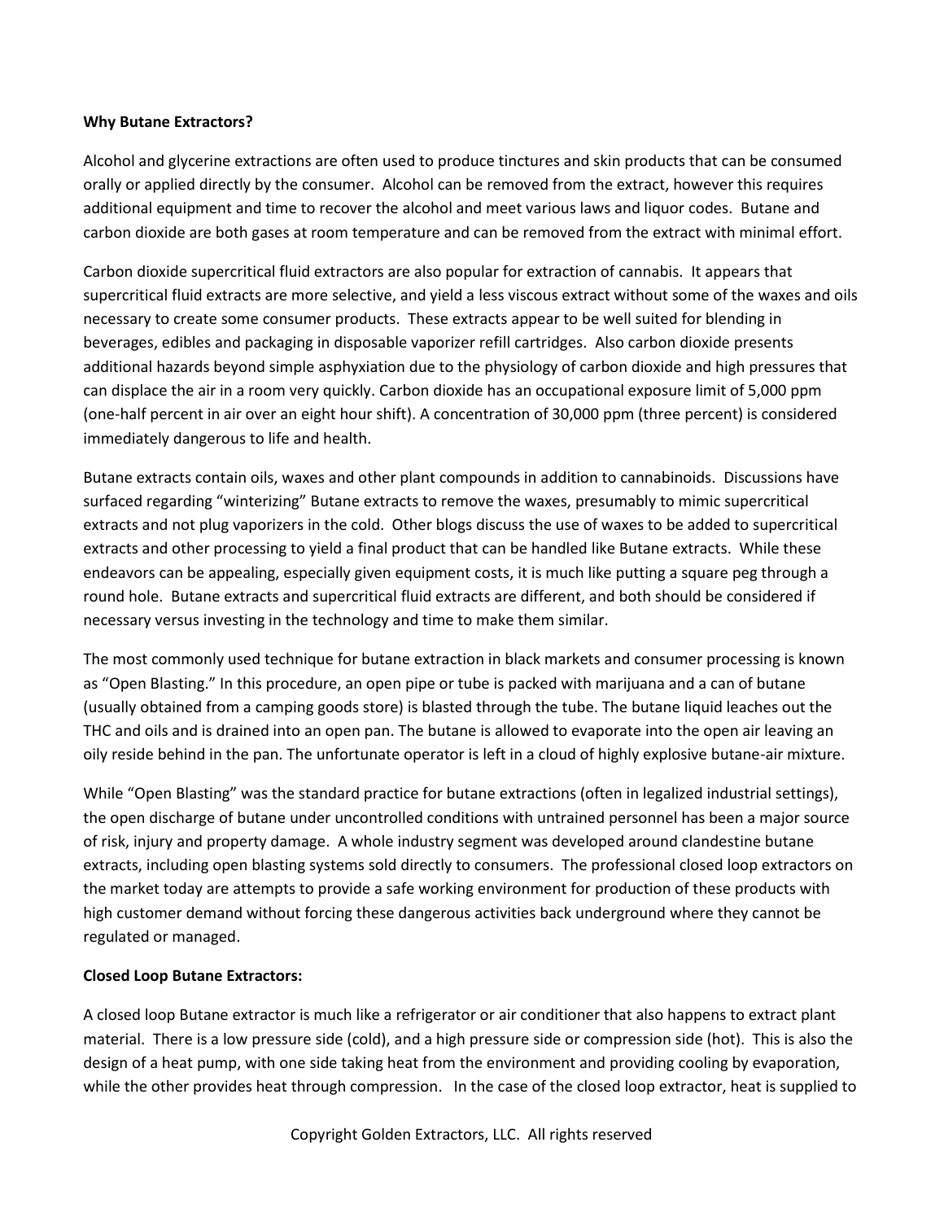**Why Butane Extractors?**

Alcohol and glycerine extractions are often used to produce tinctures and skin products that can be consumed orally or applied directly by the consumer. Alcohol can be removed from the extract, however this requires additional equipment and time to recover the alcohol and meet various laws and liquor codes. Butane and carbon dioxide are both gases at room temperature and can be removed from the extract with minimal effort.

Carbon dioxide supercritical fluid extractors are also popular for extraction of cannabis. It appears that supercritical fluid extracts are more selective, and yield a less viscous extract without some of the waxes and oils necessary to create some consumer products. These extracts appear to be well suited for blending in beverages, edibles and packaging in disposable vaporizer refill cartridges. Also carbon dioxide presents additional hazards beyond simple asphyxiation due to the physiology of carbon dioxide and high pressures that can displace the air in a room very quickly. Carbon dioxide has an occupational exposure limit of 5,000 ppm (one-half percent in air over an eight hour shift). A concentration of 30,000 ppm (three percent) is considered immediately dangerous to life and health.

Butane extracts contain oils, waxes and other plant compounds in addition to cannabinoids. Discussions have surfaced regarding "winterizing" Butane extracts to remove the waxes, presumably to mimic supercritical extracts and not plug vaporizers in the cold. Other blogs discuss the use of waxes to be added to supercritical extracts and other processing to yield a final product that can be handled like Butane extracts. While these endeavors can be appealing, especially given equipment costs, it is much like putting a square peg through a round hole. Butane extracts and supercritical fluid extracts are different, and both should be considered if necessary versus investing in the technology and time to make them similar.

The most commonly used technique for butane extraction in black markets and consumer processing is known as "Open Blasting." In this procedure, an open pipe or tube is packed with marijuana and a can of butane (usually obtained from a camping goods store) is blasted through the tube. The butane liquid leaches out the THC and oils and is drained into an open pan. The butane is allowed to evaporate into the open air leaving an oily reside behind in the pan. The unfortunate operator is left in a cloud of highly explosive butane-air mixture.

While "Open Blasting" was the standard practice for butane extractions (often in legalized industrial settings), the open discharge of butane under uncontrolled conditions with untrained personnel has been a major source of risk, injury and property damage. A whole industry segment was developed around clandestine butane extracts, including open blasting systems sold directly to consumers. The professional closed loop extractors on the market today are attempts to provide a safe working environment for production of these products with high customer demand without forcing these dangerous activities back underground where they cannot be regulated or managed.

**Closed Loop Butane Extractors:**

A closed loop Butane extractor is much like a refrigerator or air conditioner that also happens to extract plant material. There is a low pressure side (cold), and a high pressure side or compression side (hot). This is also the design of a heat pump, with one side taking heat from the environment and providing cooling by evaporation, while the other provides heat through compression. In the case of the closed loop extractor, heat is supplied to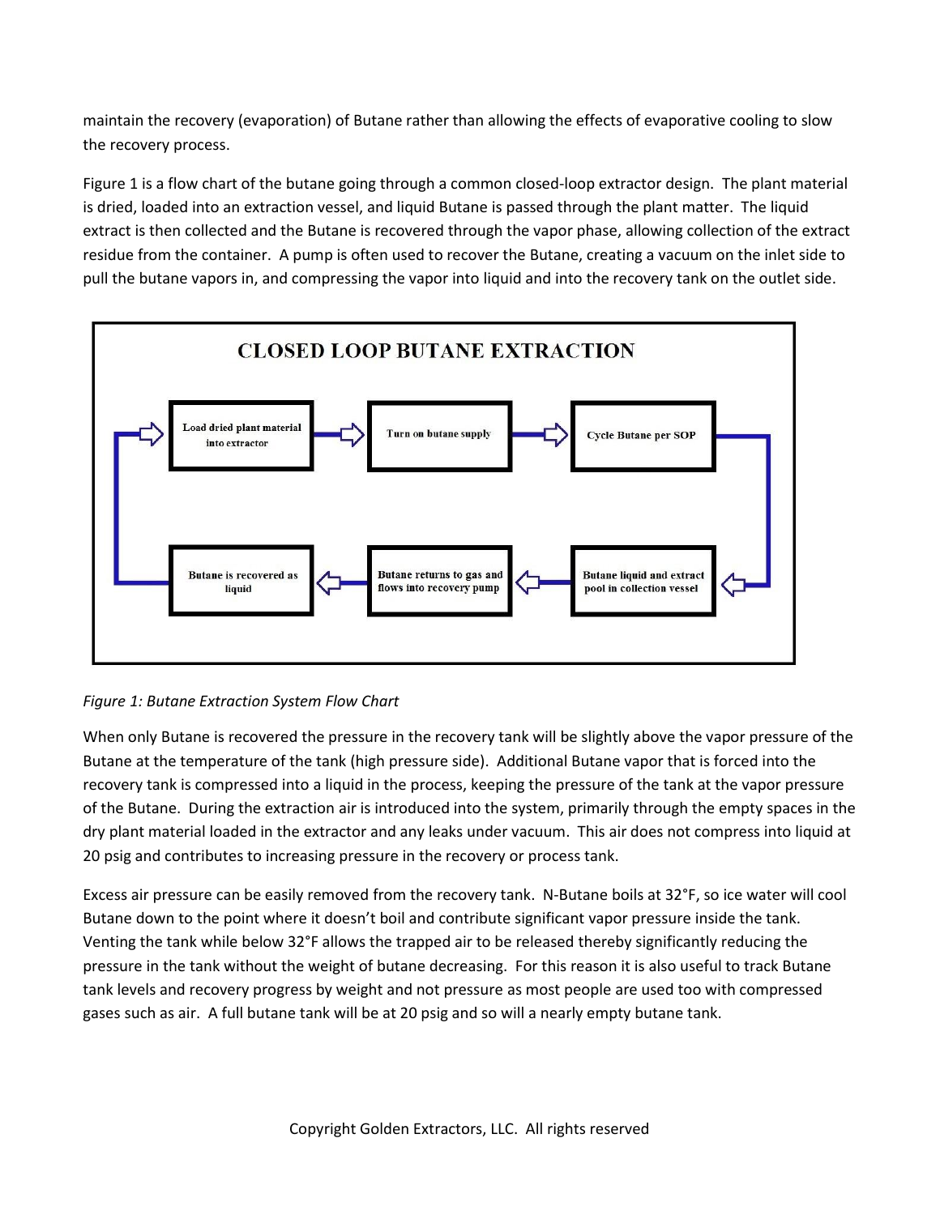maintain the recovery (evaporation) of Butane rather than allowing the effects of evaporative cooling to slow the recovery process.

Figure 1 is a flow chart of the butane going through a common closed-loop extractor design. The plant material is dried, loaded into an extraction vessel, and liquid Butane is passed through the plant matter. The liquid extract is then collected and the Butane is recovered through the vapor phase, allowing collection of the extract residue from the container. A pump is often used to recover the Butane, creating a vacuum on the inlet side to pull the butane vapors in, and compressing the vapor into liquid and into the recovery tank on the outlet side.

**CLOSED LOOP BUTANE EXTRACTION**

Load dried plant material into extractor → Turn on butane supply → Cycle Butane per SOP → Butane liquid and extract pool in collection vessel → Butane returns to gas and flows into recovery pump → Butane is recovered as liquid → (back to) Load dried plant material into extractor

*Figure 1: Butane Extraction System Flow Chart*

When only Butane is recovered the pressure in the recovery tank will be slightly above the vapor pressure of the Butane at the temperature of the tank (high pressure side). Additional Butane vapor that is forced into the recovery tank is compressed into a liquid in the process, keeping the pressure of the tank at the vapor pressure of the Butane. During the extraction air is introduced into the system, primarily through the empty spaces in the dry plant material loaded in the extractor and any leaks under vacuum. This air does not compress into liquid at 20 psig and contributes to increasing pressure in the recovery or process tank.

Excess air pressure can be easily removed from the recovery tank. N-Butane boils at 32°F, so ice water will cool Butane down to the point where it doesn't boil and contribute significant vapor pressure inside the tank. Venting the tank while below 32°F allows the trapped air to be released thereby significantly reducing the pressure in the tank without the weight of butane decreasing. For this reason it is also useful to track Butane tank levels and recovery progress by weight and not pressure as most people are used too with compressed gases such as air. A full butane tank will be at 20 psig and so will a nearly empty butane tank.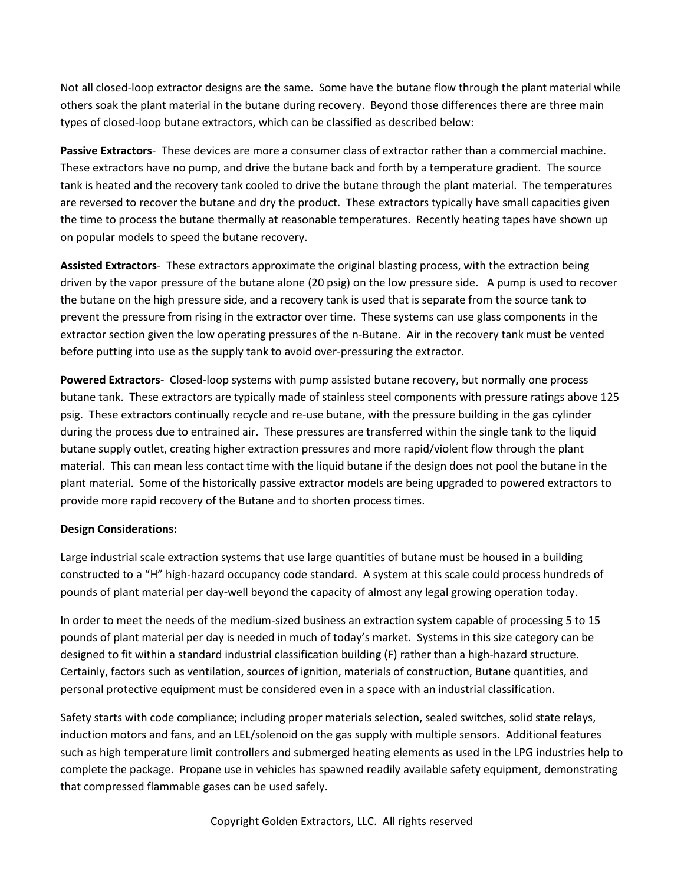Not all closed-loop extractor designs are the same. Some have the butane flow through the plant material while others soak the plant material in the butane during recovery. Beyond those differences there are three main types of closed-loop butane extractors, which can be classified as described below:

**Passive Extractors**- These devices are more a consumer class of extractor rather than a commercial machine. These extractors have no pump, and drive the butane back and forth by a temperature gradient. The source tank is heated and the recovery tank cooled to drive the butane through the plant material. The temperatures are reversed to recover the butane and dry the product. These extractors typically have small capacities given the time to process the butane thermally at reasonable temperatures. Recently heating tapes have shown up on popular models to speed the butane recovery.

**Assisted Extractors**- These extractors approximate the original blasting process, with the extraction being driven by the vapor pressure of the butane alone (20 psig) on the low pressure side. A pump is used to recover the butane on the high pressure side, and a recovery tank is used that is separate from the source tank to prevent the pressure from rising in the extractor over time. These systems can use glass components in the extractor section given the low operating pressures of the n-Butane. Air in the recovery tank must be vented before putting into use as the supply tank to avoid over-pressuring the extractor.

**Powered Extractors**- Closed-loop systems with pump assisted butane recovery, but normally one process butane tank. These extractors are typically made of stainless steel components with pressure ratings above 125 psig. These extractors continually recycle and re-use butane, with the pressure building in the gas cylinder during the process due to entrained air. These pressures are transferred within the single tank to the liquid butane supply outlet, creating higher extraction pressures and more rapid/violent flow through the plant material. This can mean less contact time with the liquid butane if the design does not pool the butane in the plant material. Some of the historically passive extractor models are being upgraded to powered extractors to provide more rapid recovery of the Butane and to shorten process times.

**Design Considerations:**

Large industrial scale extraction systems that use large quantities of butane must be housed in a building constructed to a "H" high-hazard occupancy code standard. A system at this scale could process hundreds of pounds of plant material per day-well beyond the capacity of almost any legal growing operation today.

In order to meet the needs of the medium-sized business an extraction system capable of processing 5 to 15 pounds of plant material per day is needed in much of today's market. Systems in this size category can be designed to fit within a standard industrial classification building (F) rather than a high-hazard structure. Certainly, factors such as ventilation, sources of ignition, materials of construction, Butane quantities, and personal protective equipment must be considered even in a space with an industrial classification.

Safety starts with code compliance; including proper materials selection, sealed switches, solid state relays, induction motors and fans, and an LEL/solenoid on the gas supply with multiple sensors. Additional features such as high temperature limit controllers and submerged heating elements as used in the LPG industries help to complete the package. Propane use in vehicles has spawned readily available safety equipment, demonstrating that compressed flammable gases can be used safely.

Copyright Golden Extractors, LLC. All rights reserved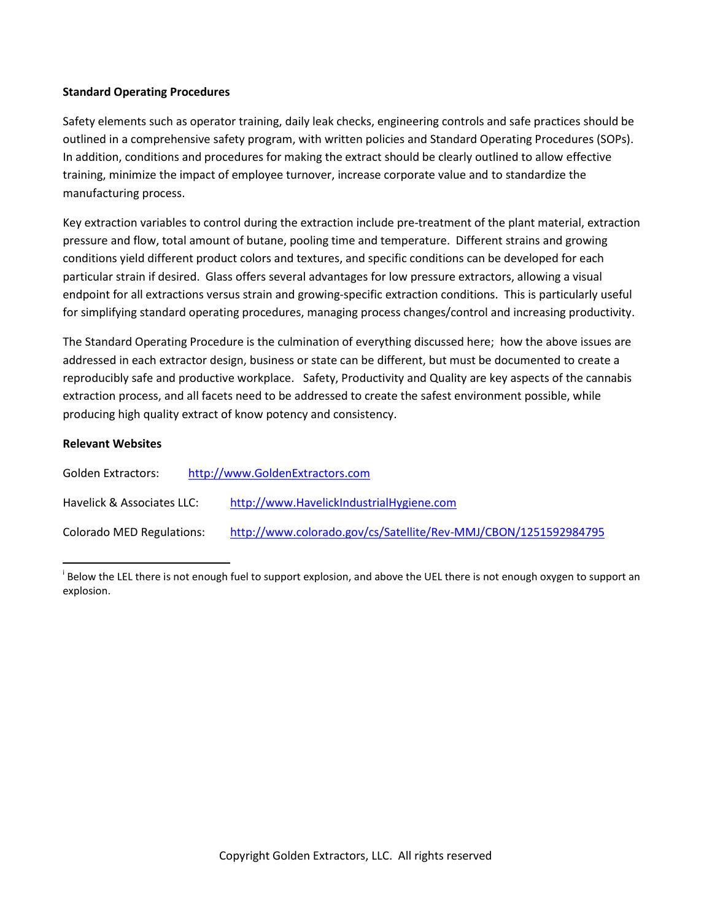**Standard Operating Procedures**

Safety elements such as operator training, daily leak checks, engineering controls and safe practices should be outlined in a comprehensive safety program, with written policies and Standard Operating Procedures (SOPs). In addition, conditions and procedures for making the extract should be clearly outlined to allow effective training, minimize the impact of employee turnover, increase corporate value and to standardize the manufacturing process.

Key extraction variables to control during the extraction include pre-treatment of the plant material, extraction pressure and flow, total amount of butane, pooling time and temperature. Different strains and growing conditions yield different product colors and textures, and specific conditions can be developed for each particular strain if desired. Glass offers several advantages for low pressure extractors, allowing a visual endpoint for all extractions versus strain and growing-specific extraction conditions. This is particularly useful for simplifying standard operating procedures, managing process changes/control and increasing productivity.

The Standard Operating Procedure is the culmination of everything discussed here; how the above issues are addressed in each extractor design, business or state can be different, but must be documented to create a reproducibly safe and productive workplace. Safety, Productivity and Quality are key aspects of the cannabis extraction process, and all facets need to be addressed to create the safest environment possible, while producing high quality extract of know potency and consistency.

**Relevant Websites**

Golden Extractors: http://www.GoldenExtractors.com

Havelick & Associates LLC: http://www.HavelickIndustrialHygiene.com

Colorado MED Regulations: http://www.colorado.gov/cs/Satellite/Rev-MMJ/CBON/1251592984795

---

[i] Below the LEL there is not enough fuel to support explosion, and above the UEL there is not enough oxygen to support an explosion.

Copyright Golden Extractors, LLC. All rights reserved